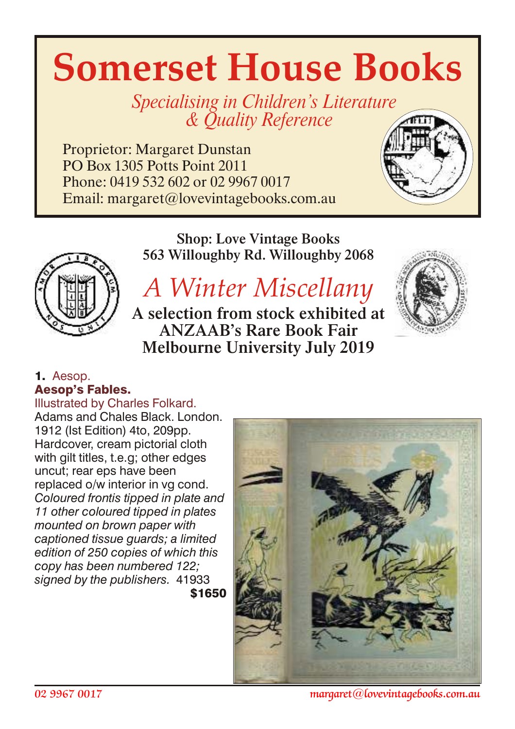# Somerset House Books

*Specialising in Children's Literature & Quality Reference*

Proprietor: Margaret Dunstan
PO Box 1305 Potts Point 2011
Phone: 0419 532 602 or 02 9967 0017
Email: margaret@lovevintagebooks.com.au

**Shop: Love Vintage Books**
**563 Willoughby Rd. Willoughby 2068**

## *A Winter Miscellany*

**A selection from stock exhibited at ANZAAB's Rare Book Fair Melbourne University July 2019**

**1.** Aesop.
**Aesop's Fables.**
Illustrated by Charles Folkard.
Adams and Chales Black. London. 1912 (Ist Edition) 4to, 209pp. Hardcover, cream pictorial cloth with gilt titles, t.e.g; other edges uncut; rear eps have been replaced o/w interior in vg cond. *Coloured frontis tipped in plate and 11 other coloured tipped in plates mounted on brown paper with captioned tissue guards; a limited edition of 250 copies of which this copy has been numbered 122; signed by the publishers.* 41933
**$1650**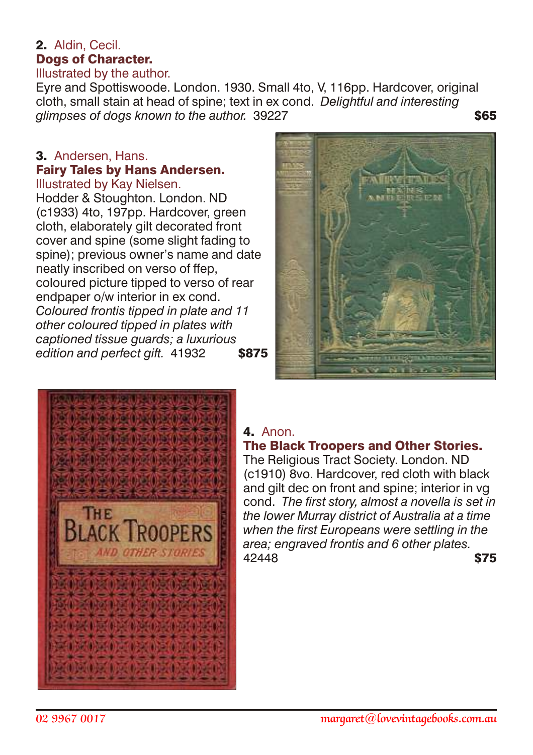**2.** Aldin, Cecil.
**Dogs of Character.**
Illustrated by the author.
Eyre and Spottiswoode. London. 1930. Small 4to, V, 116pp. Hardcover, original cloth, small stain at head of spine; text in ex cond. *Delightful and interesting glimpses of dogs known to the author.* 39227 **$65**

**3.** Andersen, Hans.
**Fairy Tales by Hans Andersen.**
Illustrated by Kay Nielsen.
Hodder & Stoughton. London. ND (c1933) 4to, 197pp. Hardcover, green cloth, elaborately gilt decorated front cover and spine (some slight fading to spine); previous owner's name and date neatly inscribed on verso of ffep, coloured picture tipped to verso of rear endpaper o/w interior in ex cond. *Coloured frontis tipped in plate and 11 other coloured tipped in plates with captioned tissue guards; a luxurious edition and perfect gift.* 41932 **$875**

**4.** Anon.
**The Black Troopers and Other Stories.**
The Religious Tract Society. London. ND (c1910) 8vo. Hardcover, red cloth with black and gilt dec on front and spine; interior in vg cond. *The first story, almost a novella is set in the lower Murray district of Australia at a time when the first Europeans were settling in the area; engraved frontis and 6 other plates.* 42448 **$75**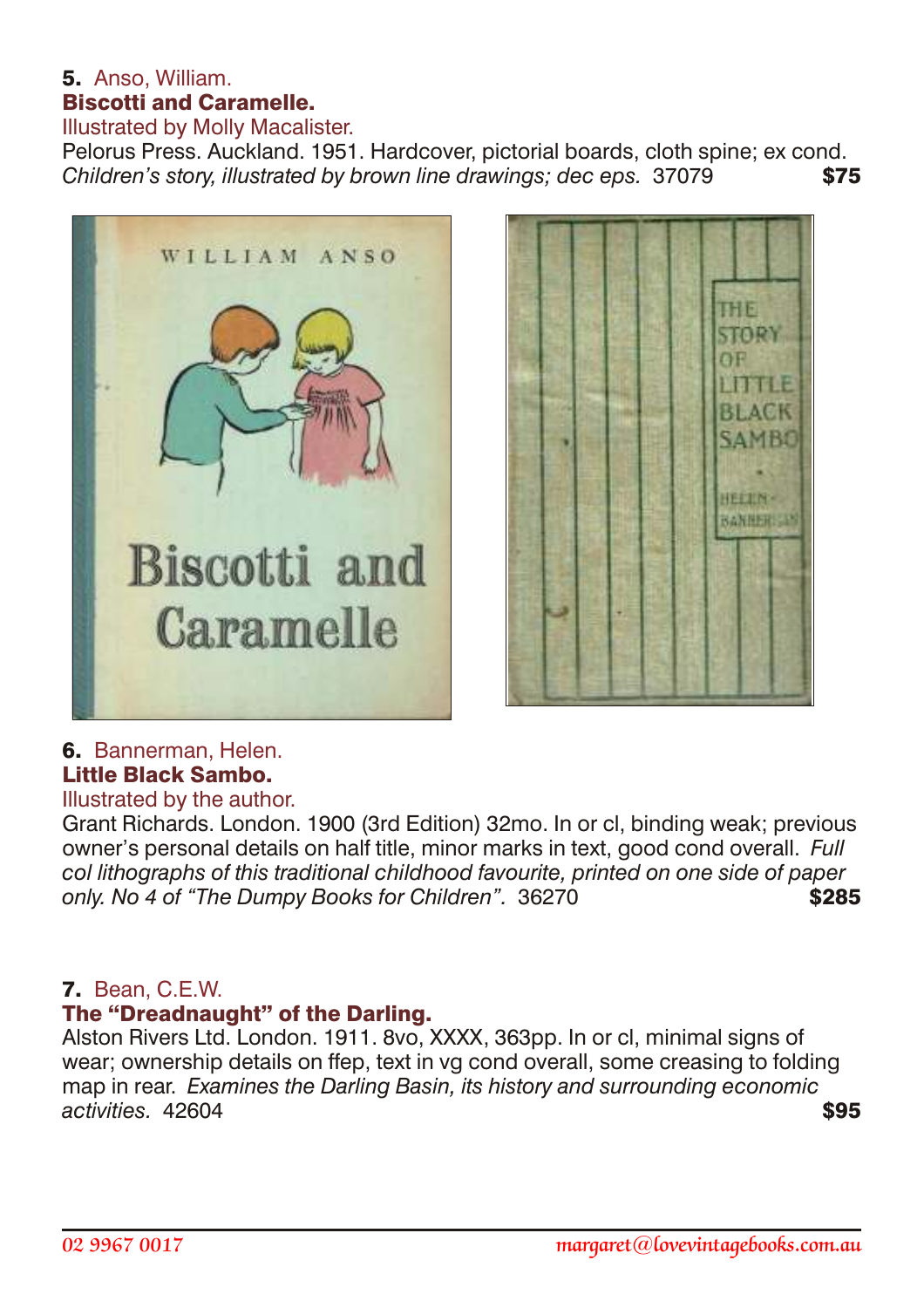**5.** Anso, William.
**Biscotti and Caramelle.**
Illustrated by Molly Macalister.
Pelorus Press. Auckland. 1951. Hardcover, pictorial boards, cloth spine; ex cond.
*Children's story, illustrated by brown line drawings; dec eps.* 37079 **$75**

**6.** Bannerman, Helen.
**Little Black Sambo.**
Illustrated by the author.
Grant Richards. London. 1900 (3rd Edition) 32mo. In or cl, binding weak; previous owner's personal details on half title, minor marks in text, good cond overall. *Full col lithographs of this traditional childhood favourite, printed on one side of paper only. No 4 of "The Dumpy Books for Children".* 36270 **$285**

**7.** Bean, C.E.W.
**The "Dreadnaught" of the Darling.**
Alston Rivers Ltd. London. 1911. 8vo, XXXX, 363pp. In or cl, minimal signs of wear; ownership details on ffep, text in vg cond overall, some creasing to folding map in rear. *Examines the Darling Basin, its history and surrounding economic activities.* 42604 **$95**

02 9967 0017 margaret@lovevintagebooks.com.au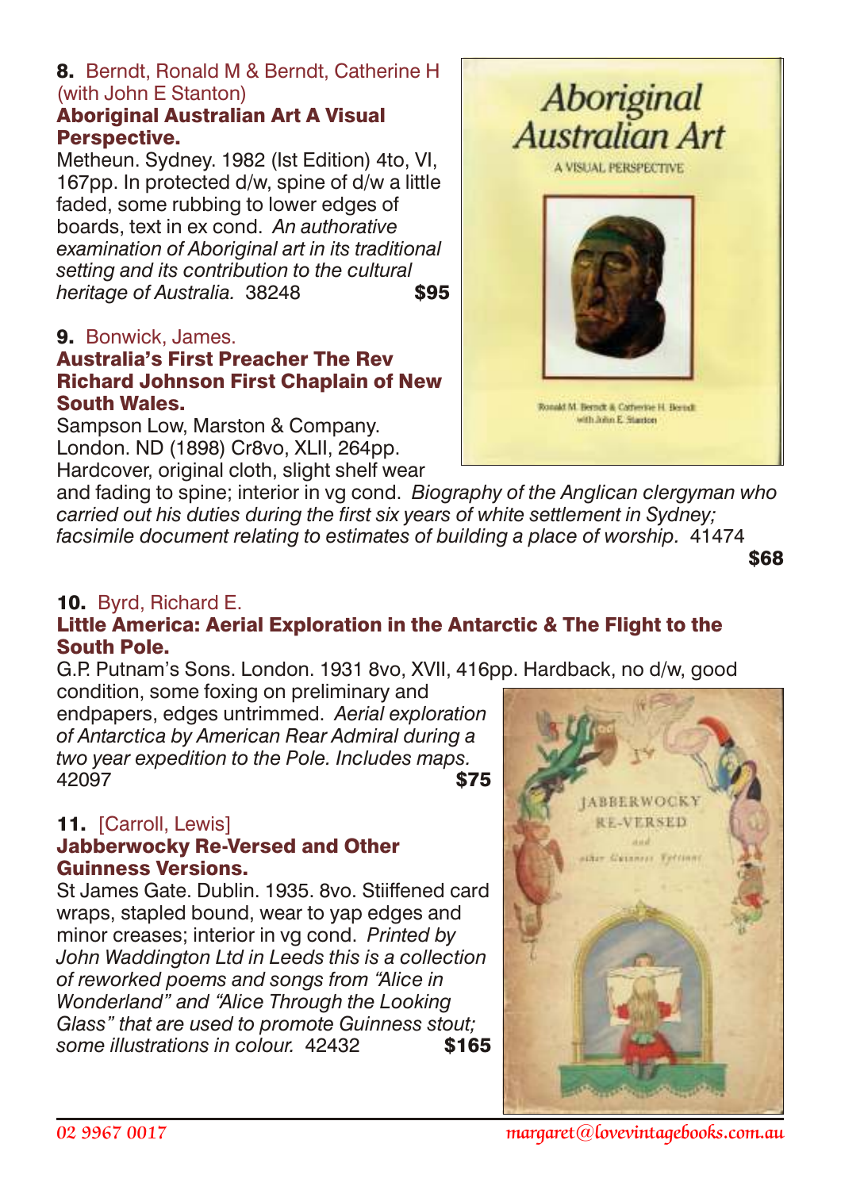**8.** Berndt, Ronald M & Berndt, Catherine H (with John E Stanton)

**Aboriginal Australian Art A Visual Perspective.**

Metheun. Sydney. 1982 (Ist Edition) 4to, VI, 167pp. In protected d/w, spine of d/w a little faded, some rubbing to lower edges of boards, text in ex cond. *An authorative examination of Aboriginal art in its traditional setting and its contribution to the cultural heritage of Australia.* 38248 **$95**

**9.** Bonwick, James.

**Australia's First Preacher The Rev Richard Johnson First Chaplain of New South Wales.**

Sampson Low, Marston & Company. London. ND (1898) Cr8vo, XLII, 264pp. Hardcover, original cloth, slight shelf wear and fading to spine; interior in vg cond. *Biography of the Anglican clergyman who carried out his duties during the first six years of white settlement in Sydney; facsimile document relating to estimates of building a place of worship.* 41474 **$68**

**10.** Byrd, Richard E.

**Little America: Aerial Exploration in the Antarctic & The Flight to the South Pole.**

G.P. Putnam's Sons. London. 1931 8vo, XVII, 416pp. Hardback, no d/w, good condition, some foxing on preliminary and endpapers, edges untrimmed. *Aerial exploration of Antarctica by American Rear Admiral during a two year expedition to the Pole. Includes maps.* 42097 **$75**

**11.** [Carroll, Lewis]

**Jabberwocky Re-Versed and Other Guinness Versions.**

St James Gate. Dublin. 1935. 8vo. Stiiffened card wraps, stapled bound, wear to yap edges and minor creases; interior in vg cond. *Printed by John Waddington Ltd in Leeds this is a collection of reworked poems and songs from "Alice in Wonderland" and "Alice Through the Looking Glass" that are used to promote Guinness stout; some illustrations in colour.* 42432 **$165**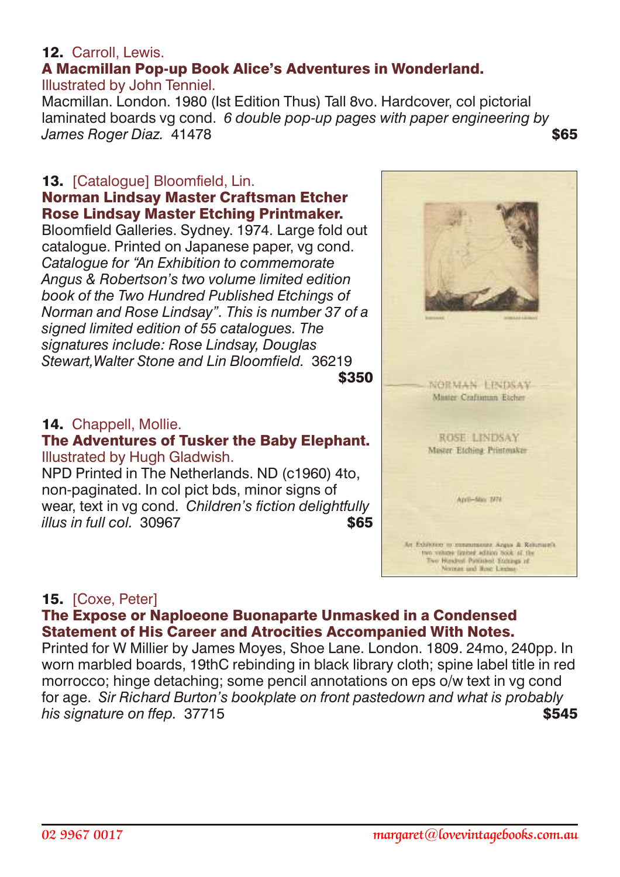**12.** Carroll, Lewis.
**A Macmillan Pop-up Book Alice's Adventures in Wonderland.**
Illustrated by John Tenniel.
Macmillan. London. 1980 (Ist Edition Thus) Tall 8vo. Hardcover, col pictorial laminated boards vg cond. *6 double pop-up pages with paper engineering by James Roger Diaz.* 41478 **$65**

**13.** [Catalogue] Bloomfield, Lin.
**Norman Lindsay Master Craftsman Etcher Rose Lindsay Master Etching Printmaker.**
Bloomfield Galleries. Sydney. 1974. Large fold out catalogue. Printed on Japanese paper, vg cond. *Catalogue for "An Exhibition to commemorate Angus & Robertson's two volume limited edition book of the Two Hundred Published Etchings of Norman and Rose Lindsay". This is number 37 of a signed limited edition of 55 catalogues. The signatures include: Rose Lindsay, Douglas Stewart,Walter Stone and Lin Bloomfield.* 36219 **$350**

**14.** Chappell, Mollie.
**The Adventures of Tusker the Baby Elephant.**
Illustrated by Hugh Gladwish.
NPD Printed in The Netherlands. ND (c1960) 4to, non-paginated. In col pict bds, minor signs of wear, text in vg cond. *Children's fiction delightfully illus in full col.* 30967 **$65**

**15.** [Coxe, Peter]
**The Expose or Naploeone Buonaparte Unmasked in a Condensed Statement of His Career and Atrocities Accompanied With Notes.**
Printed for W Millier by James Moyes, Shoe Lane. London. 1809. 24mo, 240pp. In worn marbled boards, 19thC rebinding in black library cloth; spine label title in red morrocco; hinge detaching; some pencil annotations on eps o/w text in vg cond for age. *Sir Richard Burton's bookplate on front pastedown and what is probably his signature on ffep.* 37715 **$545**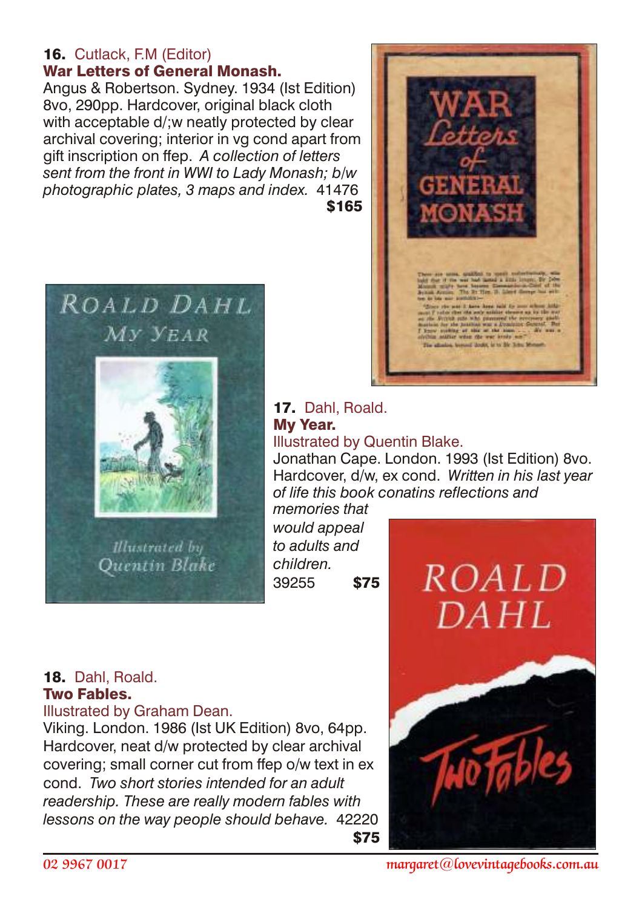**16.** Cutlack, F.M (Editor)
**War Letters of General Monash.**
Angus & Robertson. Sydney. 1934 (Ist Edition) 8vo, 290pp. Hardcover, original black cloth with acceptable d/;w neatly protected by clear archival covering; interior in vg cond apart from gift inscription on ffep. *A collection of letters sent from the front in WWI to Lady Monash; b/w photographic plates, 3 maps and index.* 41476
**$165**

**17.** Dahl, Roald.
**My Year.**
Illustrated by Quentin Blake.
Jonathan Cape. London. 1993 (Ist Edition) 8vo. Hardcover, d/w, ex cond. *Written in his last year of life this book conatins reflections and memories that would appeal to adults and children.*
39255 **$75**

**18.** Dahl, Roald.
**Two Fables.**
Illustrated by Graham Dean.
Viking. London. 1986 (Ist UK Edition) 8vo, 64pp. Hardcover, neat d/w protected by clear archival covering; small corner cut from ffep o/w text in ex cond. *Two short stories intended for an adult readership. These are really modern fables with lessons on the way people should behave.* 42220
**$75**

02 9967 0017 margaret@lovevintagebooks.com.au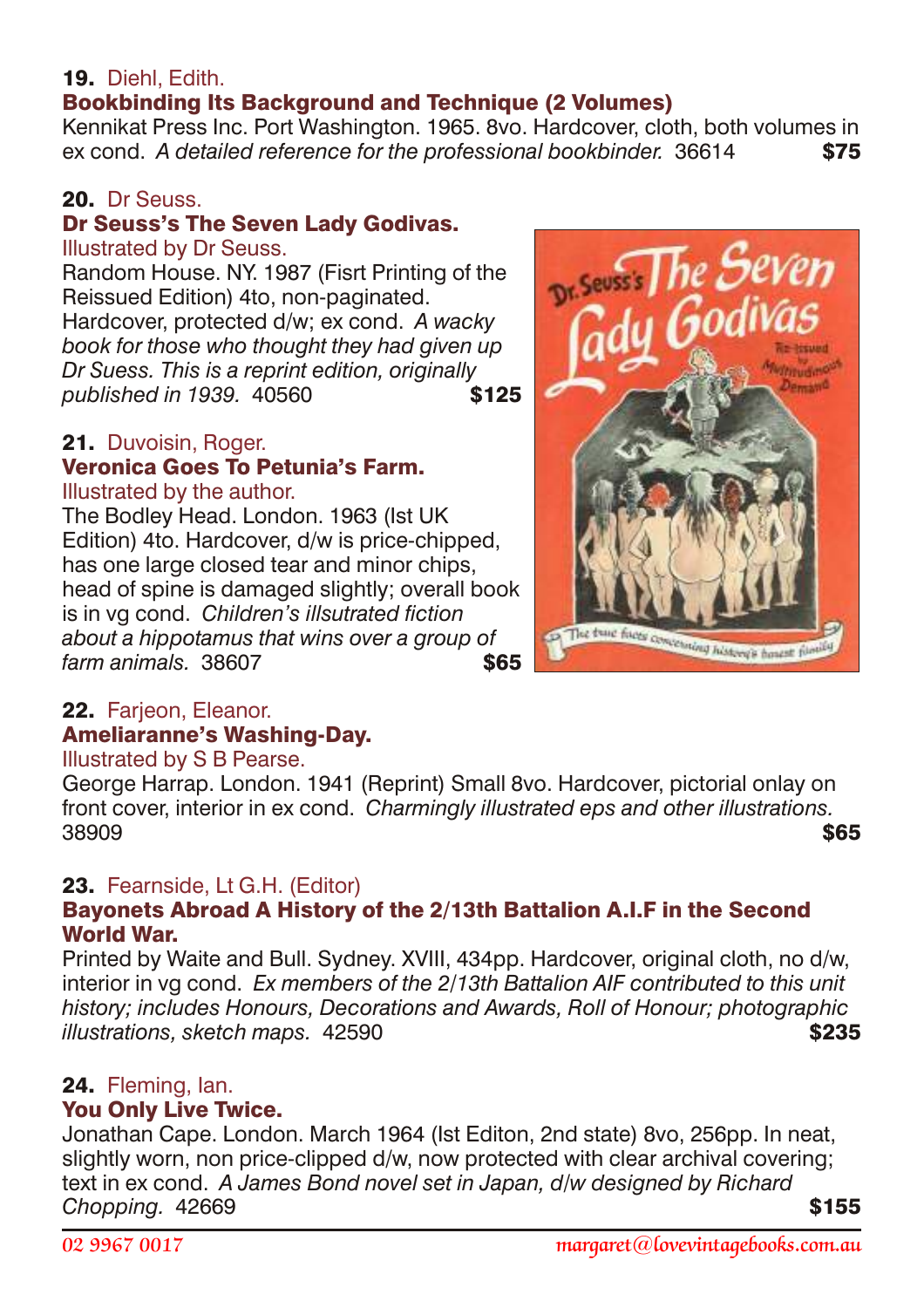**19.** Diehl, Edith.
**Bookbinding Its Background and Technique (2 Volumes)**
Kennikat Press Inc. Port Washington. 1965. 8vo. Hardcover, cloth, both volumes in ex cond. *A detailed reference for the professional bookbinder.* 36614 **$75**

**20.** Dr Seuss.
**Dr Seuss's The Seven Lady Godivas.**
Illustrated by Dr Seuss.
Random House. NY. 1987 (Fisrt Printing of the Reissued Edition) 4to, non-paginated. Hardcover, protected d/w; ex cond. *A wacky book for those who thought they had given up Dr Suess. This is a reprint edition, originally published in 1939.* 40560 **$125**

**21.** Duvoisin, Roger.
**Veronica Goes To Petunia's Farm.**
Illustrated by the author.
The Bodley Head. London. 1963 (Ist UK Edition) 4to. Hardcover, d/w is price-chipped, has one large closed tear and minor chips, head of spine is damaged slightly; overall book is in vg cond. *Children's illsutrated fiction about a hippotamus that wins over a group of farm animals.* 38607 **$65**

**22.** Farjeon, Eleanor.
**Ameliaranne's Washing-Day.**
Illustrated by S B Pearse.
George Harrap. London. 1941 (Reprint) Small 8vo. Hardcover, pictorial onlay on front cover, interior in ex cond. *Charmingly illustrated eps and other illustrations.* 38909 **$65**

**23.** Fearnside, Lt G.H. (Editor)
**Bayonets Abroad A History of the 2/13th Battalion A.I.F in the Second World War.**
Printed by Waite and Bull. Sydney. XVIII, 434pp. Hardcover, original cloth, no d/w, interior in vg cond. *Ex members of the 2/13th Battalion AIF contributed to this unit history; includes Honours, Decorations and Awards, Roll of Honour; photographic illustrations, sketch maps.* 42590 **$235**

**24.** Fleming, Ian.
**You Only Live Twice.**
Jonathan Cape. London. March 1964 (Ist Editon, 2nd state) 8vo, 256pp. In neat, slightly worn, non price-clipped d/w, now protected with clear archival covering; text in ex cond. *A James Bond novel set in Japan, d/w designed by Richard Chopping.* 42669 **$155**

02 9967 0017 margaret@lovevintagebooks.com.au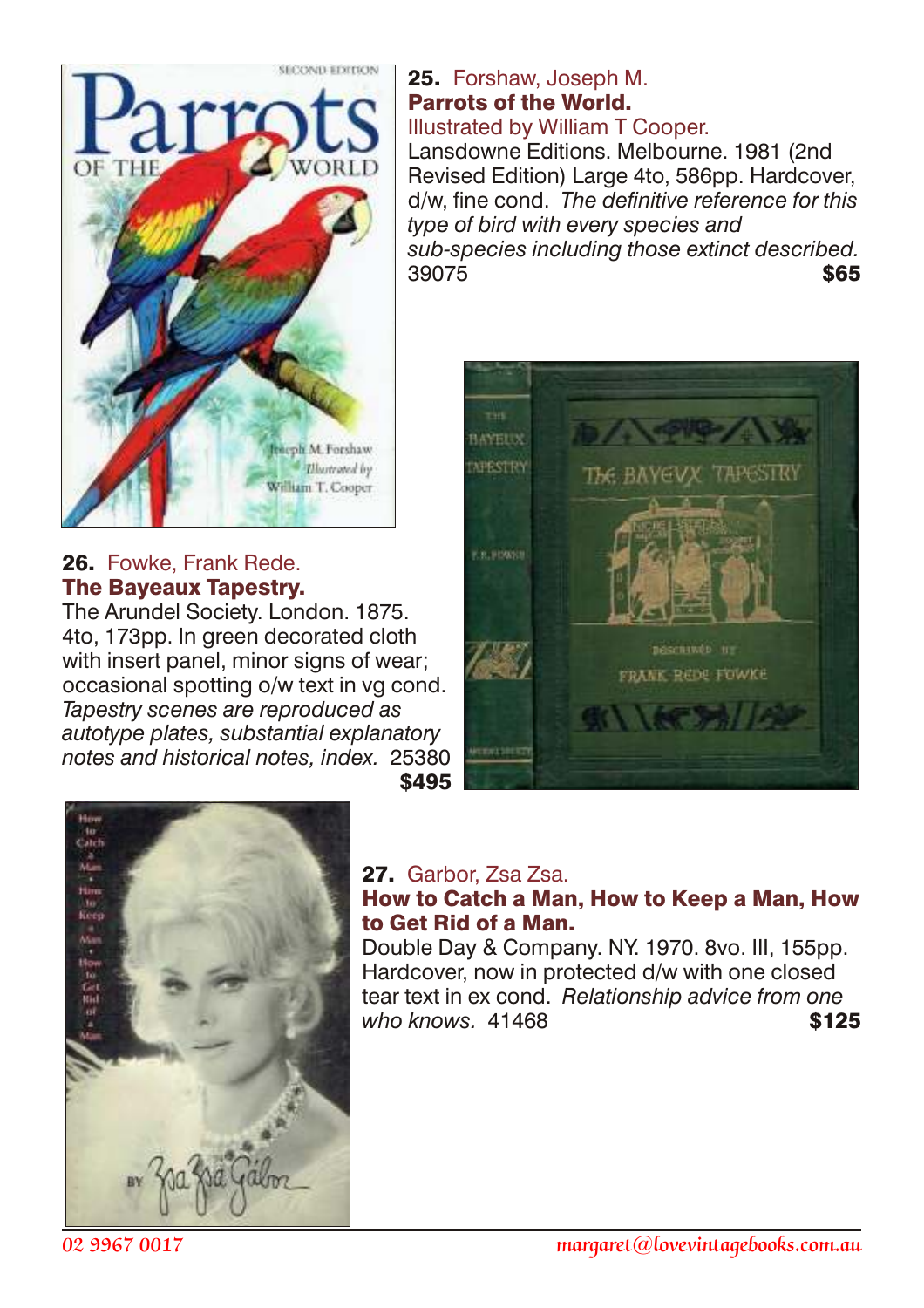**25.** Forshaw, Joseph M.
**Parrots of the World.**
Illustrated by William T Cooper.
Lansdowne Editions. Melbourne. 1981 (2nd Revised Edition) Large 4to, 586pp. Hardcover, d/w, fine cond. *The definitive reference for this type of bird with every species and sub-species including those extinct described.* 39075 **$65**

**26.** Fowke, Frank Rede.
**The Bayeaux Tapestry.**
The Arundel Society. London. 1875. 4to, 173pp. In green decorated cloth with insert panel, minor signs of wear; occasional spotting o/w text in vg cond. *Tapestry scenes are reproduced as autotype plates, substantial explanatory notes and historical notes, index.* 25380 **$495**

**27.** Garbor, Zsa Zsa.
**How to Catch a Man, How to Keep a Man, How to Get Rid of a Man.**
Double Day & Company. NY. 1970. 8vo. III, 155pp. Hardcover, now in protected d/w with one closed tear text in ex cond. *Relationship advice from one who knows.* 41468 **$125**

02 9967 0017 margaret@lovevintagebooks.com.au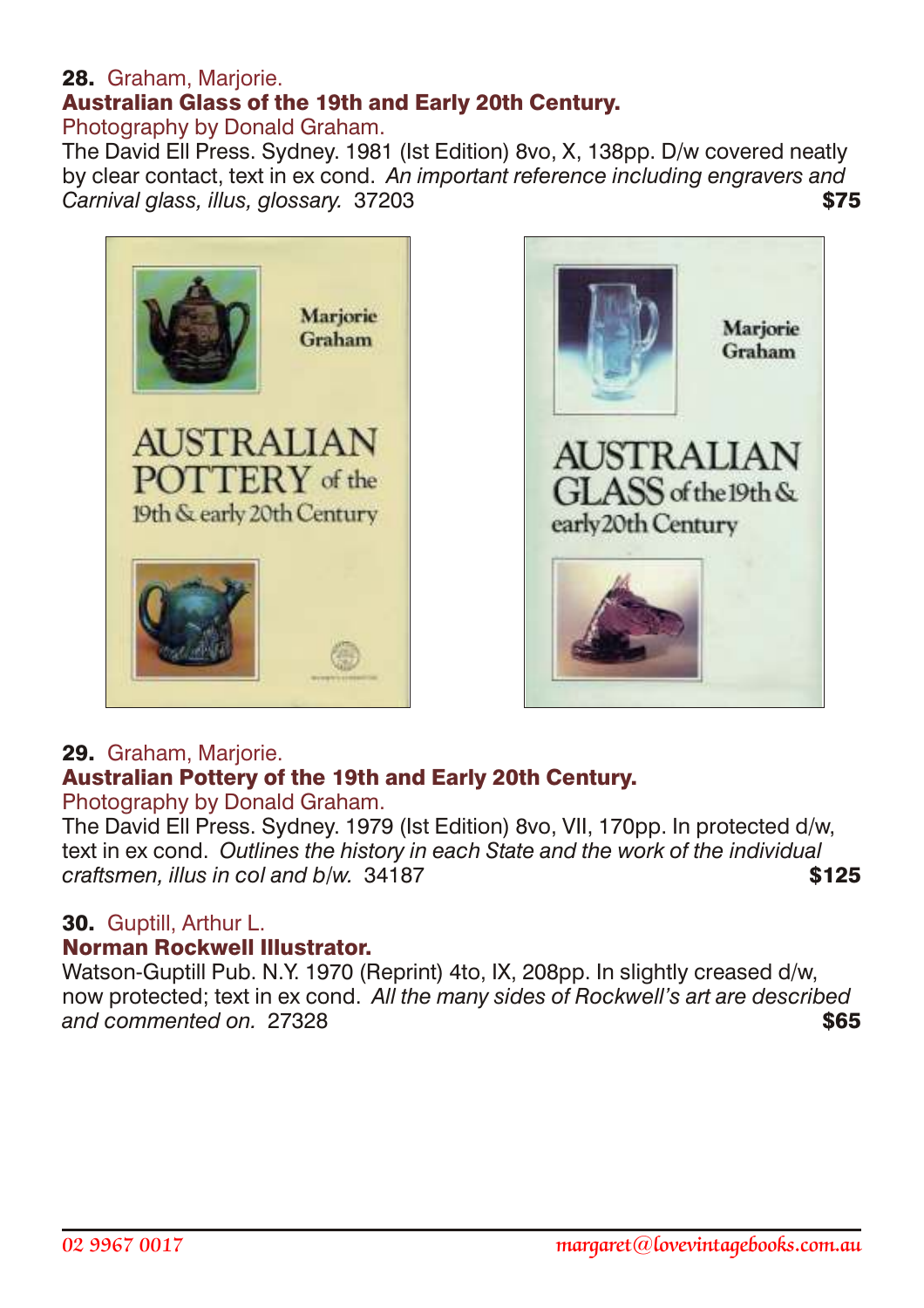**28.** Graham, Marjorie.
**Australian Glass of the 19th and Early 20th Century.**
Photography by Donald Graham.
The David Ell Press. Sydney. 1981 (Ist Edition) 8vo, X, 138pp. D/w covered neatly by clear contact, text in ex cond. *An important reference including engravers and Carnival glass, illus, glossary.* 37203 **$75**

**29.** Graham, Marjorie.
**Australian Pottery of the 19th and Early 20th Century.**
Photography by Donald Graham.
The David Ell Press. Sydney. 1979 (Ist Edition) 8vo, VII, 170pp. In protected d/w, text in ex cond. *Outlines the history in each State and the work of the individual craftsmen, illus in col and b/w.* 34187 **$125**

**30.** Guptill, Arthur L.
**Norman Rockwell Illustrator.**
Watson-Guptill Pub. N.Y. 1970 (Reprint) 4to, IX, 208pp. In slightly creased d/w, now protected; text in ex cond. *All the many sides of Rockwell's art are described and commented on.* 27328 **$65**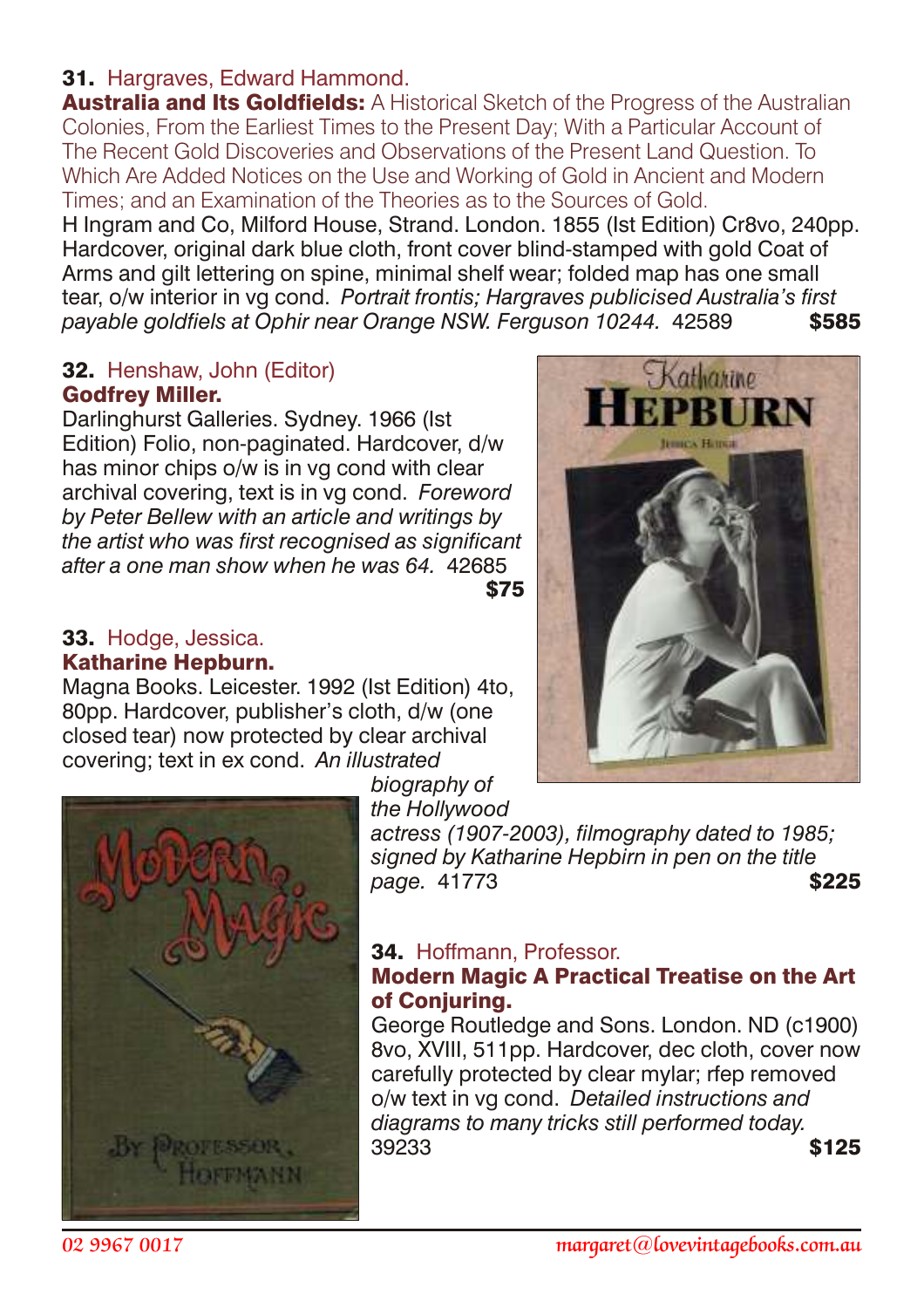**31.** Hargraves, Edward Hammond.
**Australia and Its Goldfields:** A Historical Sketch of the Progress of the Australian Colonies, From the Earliest Times to the Present Day; With a Particular Account of The Recent Gold Discoveries and Observations of the Present Land Question. To Which Are Added Notices on the Use and Working of Gold in Ancient and Modern Times; and an Examination of the Theories as to the Sources of Gold.
H Ingram and Co, Milford House, Strand. London. 1855 (Ist Edition) Cr8vo, 240pp. Hardcover, original dark blue cloth, front cover blind-stamped with gold Coat of Arms and gilt lettering on spine, minimal shelf wear; folded map has one small tear, o/w interior in vg cond. *Portrait frontis; Hargraves publicised Australia's first payable goldfiels at Ophir near Orange NSW. Ferguson 10244.* 42589 **$585**

**32.** Henshaw, John (Editor)
**Godfrey Miller.**
Darlinghurst Galleries. Sydney. 1966 (Ist Edition) Folio, non-paginated. Hardcover, d/w has minor chips o/w is in vg cond with clear archival covering, text is in vg cond. *Foreword by Peter Bellew with an article and writings by the artist who was first recognised as significant after a one man show when he was 64.* 42685 **$75**

**33.** Hodge, Jessica.
**Katharine Hepburn.**
Magna Books. Leicester. 1992 (Ist Edition) 4to, 80pp. Hardcover, publisher's cloth, d/w (one closed tear) now protected by clear archival covering; text in ex cond. *An illustrated biography of the Hollywood actress (1907-2003), filmography dated to 1985; signed by Katharine Hepbirn in pen on the title page.* 41773 **$225**

**34.** Hoffmann, Professor.
**Modern Magic A Practical Treatise on the Art of Conjuring.**
George Routledge and Sons. London. ND (c1900) 8vo, XVIII, 511pp. Hardcover, dec cloth, cover now carefully protected by clear mylar; rfep removed o/w text in vg cond. *Detailed instructions and diagrams to many tricks still performed today.* 39233 **$125**

02 9967 0017 margaret@lovevintagebooks.com.au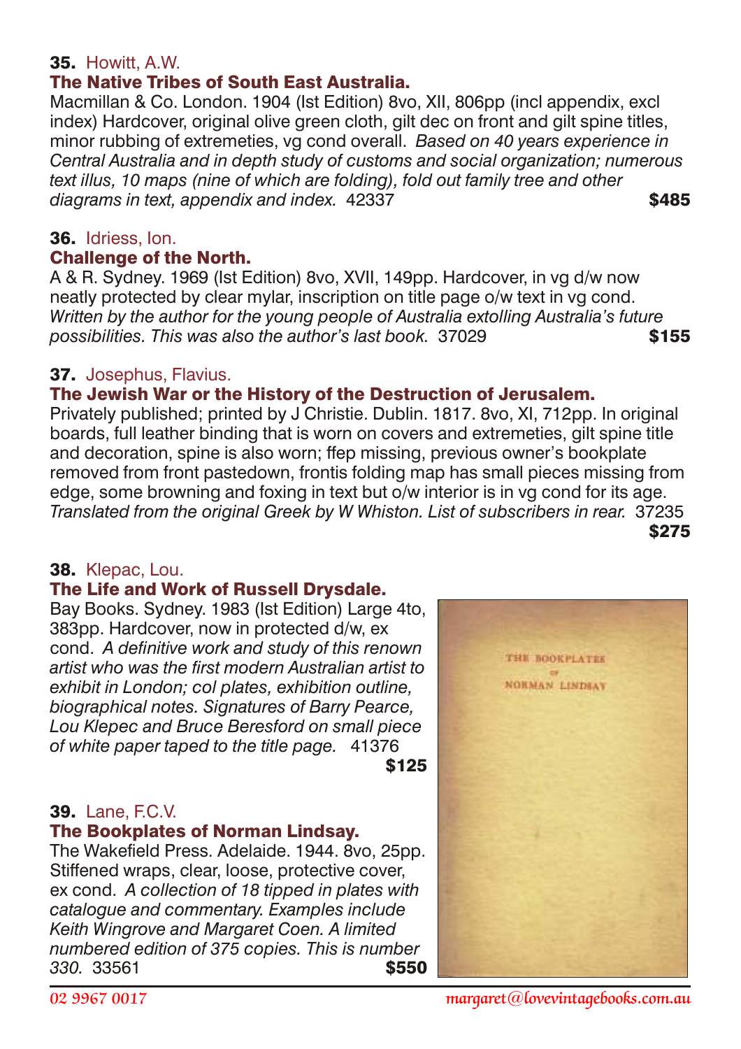**35.** Howitt, A.W.

**The Native Tribes of South East Australia.**

Macmillan & Co. London. 1904 (Ist Edition) 8vo, XII, 806pp (incl appendix, excl index) Hardcover, original olive green cloth, gilt dec on front and gilt spine titles, minor rubbing of extremeties, vg cond overall. *Based on 40 years experience in Central Australia and in depth study of customs and social organization; numerous text illus, 10 maps (nine of which are folding), fold out family tree and other diagrams in text, appendix and index.* 42337 **$485**

**36.** Idriess, Ion.

**Challenge of the North.**

A & R. Sydney. 1969 (Ist Edition) 8vo, XVII, 149pp. Hardcover, in vg d/w now neatly protected by clear mylar, inscription on title page o/w text in vg cond. *Written by the author for the young people of Australia extolling Australia's future possibilities. This was also the author's last book.* 37029 **$155**

**37.** Josephus, Flavius.

**The Jewish War or the History of the Destruction of Jerusalem.**

Privately published; printed by J Christie. Dublin. 1817. 8vo, XI, 712pp. In original boards, full leather binding that is worn on covers and extremeties, gilt spine title and decoration, spine is also worn; ffep missing, previous owner's bookplate removed from front pastedown, frontis folding map has small pieces missing from edge, some browning and foxing in text but o/w interior is in vg cond for its age. *Translated from the original Greek by W Whiston. List of subscribers in rear.* 37235 **$275**

**38.** Klepac, Lou.

**The Life and Work of Russell Drysdale.**

Bay Books. Sydney. 1983 (Ist Edition) Large 4to, 383pp. Hardcover, now in protected d/w, ex cond. *A definitive work and study of this renown artist who was the first modern Australian artist to exhibit in London; col plates, exhibition outline, biographical notes. Signatures of Barry Pearce, Lou Klepec and Bruce Beresford on small piece of white paper taped to the title page.* 41376 **$125**

**39.** Lane, F.C.V.

**The Bookplates of Norman Lindsay.**

The Wakefield Press. Adelaide. 1944. 8vo, 25pp. Stiffened wraps, clear, loose, protective cover, ex cond. *A collection of 18 tipped in plates with catalogue and commentary. Examples include Keith Wingrove and Margaret Coen. A limited numbered edition of 375 copies. This is number 330.* 33561 **$550**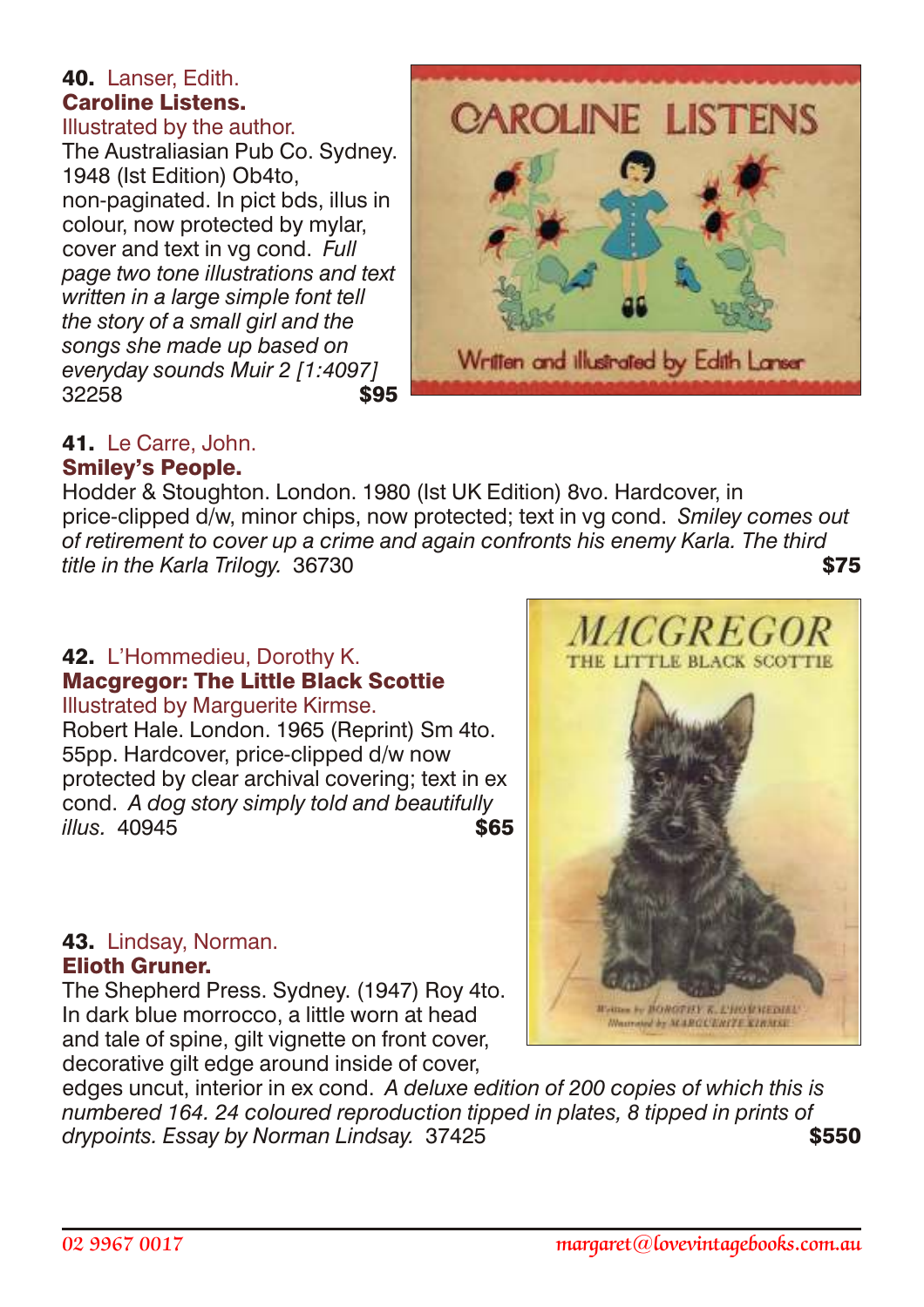**40.** Lanser, Edith.
**Caroline Listens.**
Illustrated by the author.
The Australiasian Pub Co. Sydney. 1948 (Ist Edition) Ob4to, non-paginated. In pict bds, illus in colour, now protected by mylar, cover and text in vg cond. *Full page two tone illustrations and text written in a large simple font tell the story of a small girl and the songs she made up based on everyday sounds Muir 2 [1:4097]* 32258 **$95**

**41.** Le Carre, John.
**Smiley's People.**
Hodder & Stoughton. London. 1980 (Ist UK Edition) 8vo. Hardcover, in price-clipped d/w, minor chips, now protected; text in vg cond. *Smiley comes out of retirement to cover up a crime and again confronts his enemy Karla. The third title in the Karla Trilogy.* 36730 **$75**

**42.** L'Hommedieu, Dorothy K.
**Macgregor: The Little Black Scottie**
Illustrated by Marguerite Kirmse.
Robert Hale. London. 1965 (Reprint) Sm 4to. 55pp. Hardcover, price-clipped d/w now protected by clear archival covering; text in ex cond. *A dog story simply told and beautifully illus.* 40945 **$65**

**43.** Lindsay, Norman.
**Elioth Gruner.**
The Shepherd Press. Sydney. (1947) Roy 4to. In dark blue morrocco, a little worn at head and tale of spine, gilt vignette on front cover, decorative gilt edge around inside of cover, edges uncut, interior in ex cond. *A deluxe edition of 200 copies of which this is numbered 164. 24 coloured reproduction tipped in plates, 8 tipped in prints of drypoints. Essay by Norman Lindsay.* 37425 **$550**

02 9967 0017 margaret@lovevintagebooks.com.au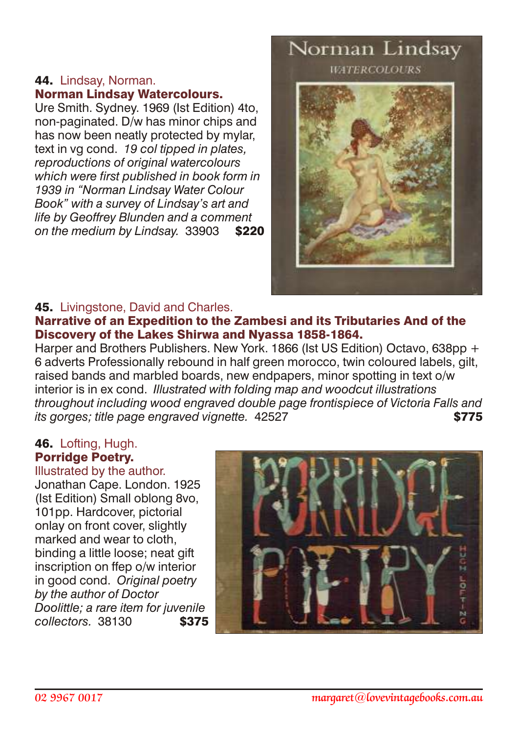**44.** Lindsay, Norman.
**Norman Lindsay Watercolours.**
Ure Smith. Sydney. 1969 (Ist Edition) 4to, non-paginated. D/w has minor chips and has now been neatly protected by mylar, text in vg cond. *19 col tipped in plates, reproductions of original watercolours which were first published in book form in 1939 in "Norman Lindsay Water Colour Book" with a survey of Lindsay's art and life by Geoffrey Blunden and a comment on the medium by Lindsay.* 33903 **$220**

**45.** Livingstone, David and Charles.
**Narrative of an Expedition to the Zambesi and its Tributaries And of the Discovery of the Lakes Shirwa and Nyassa 1858-1864.**
Harper and Brothers Publishers. New York. 1866 (Ist US Edition) Octavo, 638pp + 6 adverts Professionally rebound in half green morocco, twin coloured labels, gilt, raised bands and marbled boards, new endpapers, minor spotting in text o/w interior is in ex cond. *Illustrated with folding map and woodcut illustrations throughout including wood engraved double page frontispiece of Victoria Falls and its gorges; title page engraved vignette.* 42527 **$775**

**46.** Lofting, Hugh.
**Porridge Poetry.**
Illustrated by the author.
Jonathan Cape. London. 1925 (Ist Edition) Small oblong 8vo, 101pp. Hardcover, pictorial onlay on front cover, slightly marked and wear to cloth, binding a little loose; neat gift inscription on ffep o/w interior in good cond. *Original poetry by the author of Doctor Doolittle; a rare item for juvenile collectors.* 38130 **$375**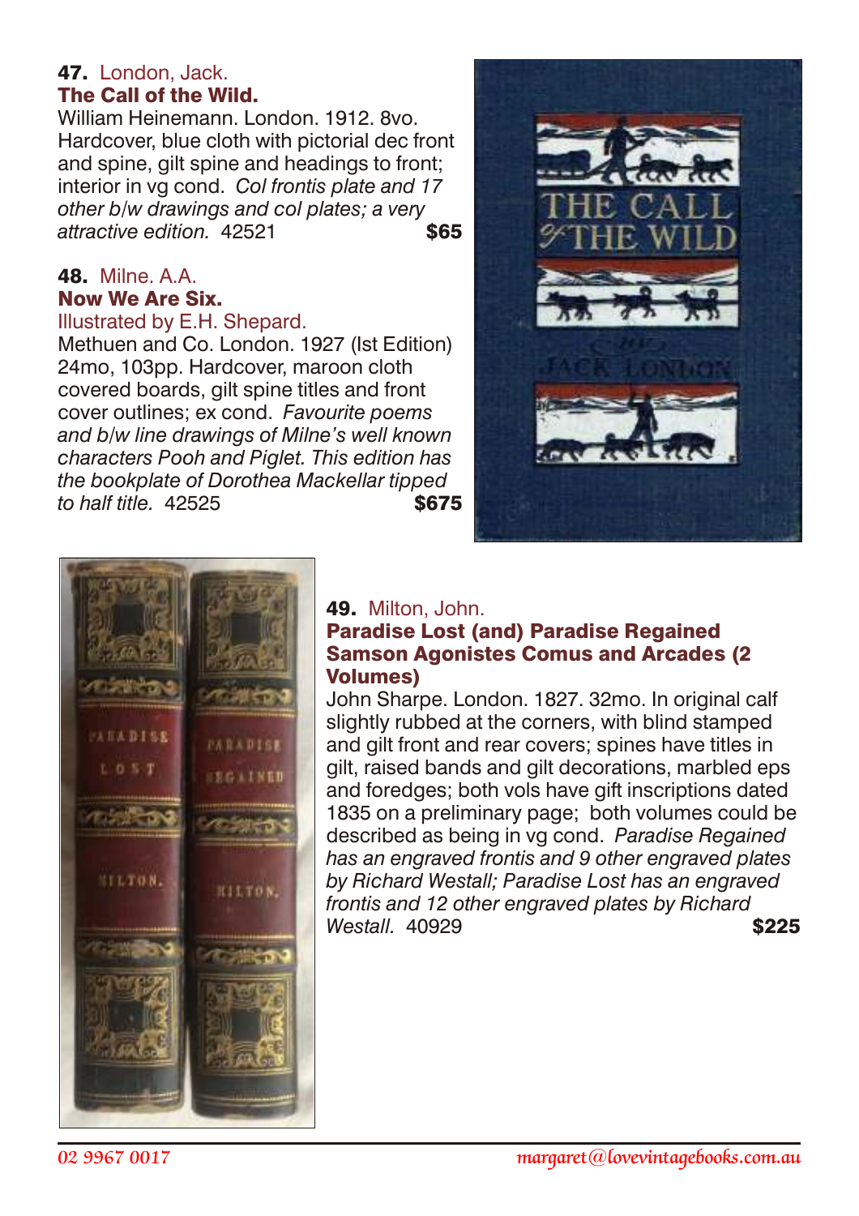**47.** London, Jack.
**The Call of the Wild.**
William Heinemann. London. 1912. 8vo. Hardcover, blue cloth with pictorial dec front and spine, gilt spine and headings to front; interior in vg cond. *Col frontis plate and 17 other b/w drawings and col plates; a very attractive edition.* 42521 **$65**

**48.** Milne. A.A.
**Now We Are Six.**
Illustrated by E.H. Shepard.
Methuen and Co. London. 1927 (Ist Edition) 24mo, 103pp. Hardcover, maroon cloth covered boards, gilt spine titles and front cover outlines; ex cond. *Favourite poems and b/w line drawings of Milne's well known characters Pooh and Piglet. This edition has the bookplate of Dorothea Mackellar tipped to half title.* 42525 **$675**

**49.** Milton, John.
**Paradise Lost (and) Paradise Regained Samson Agonistes Comus and Arcades (2 Volumes)**
John Sharpe. London. 1827. 32mo. In original calf slightly rubbed at the corners, with blind stamped and gilt front and rear covers; spines have titles in gilt, raised bands and gilt decorations, marbled eps and foredges; both vols have gift inscriptions dated 1835 on a preliminary page; both volumes could be described as being in vg cond. *Paradise Regained has an engraved frontis and 9 other engraved plates by Richard Westall; Paradise Lost has an engraved frontis and 12 other engraved plates by Richard Westall.* 40929 **$225**

02 9967 0017 margaret@lovevintagebooks.com.au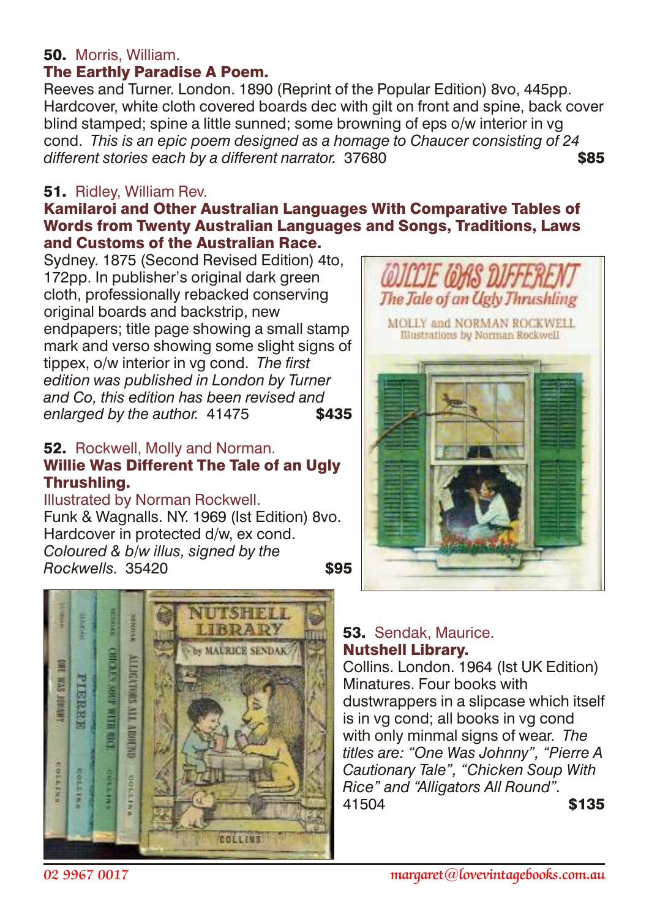**50.** Morris, William.
**The Earthly Paradise A Poem.**
Reeves and Turner. London. 1890 (Reprint of the Popular Edition) 8vo, 445pp. Hardcover, white cloth covered boards dec with gilt on front and spine, back cover blind stamped; spine a little sunned; some browning of eps o/w interior in vg cond. *This is an epic poem designed as a homage to Chaucer consisting of 24 different stories each by a different narrator.* 37680 **$85**

**51.** Ridley, William Rev.
**Kamilaroi and Other Australian Languages With Comparative Tables of Words from Twenty Australian Languages and Songs, Traditions, Laws and Customs of the Australian Race.**
Sydney. 1875 (Second Revised Edition) 4to, 172pp. In publisher's original dark green cloth, professionally rebacked conserving original boards and backstrip, new endpapers; title page showing a small stamp mark and verso showing some slight signs of tippex, o/w interior in vg cond. *The first edition was published in London by Turner and Co, this edition has been revised and enlarged by the author.* 41475 **$435**

**52.** Rockwell, Molly and Norman.
**Willie Was Different The Tale of an Ugly Thrushling.**
Illustrated by Norman Rockwell.
Funk & Wagnalls. NY. 1969 (Ist Edition) 8vo. Hardcover in protected d/w, ex cond. *Coloured & b/w illus, signed by the Rockwells.* 35420 **$95**

**53.** Sendak, Maurice.
**Nutshell Library.**
Collins. London. 1964 (Ist UK Edition) Minatures. Four books with dustwrappers in a slipcase which itself is in vg cond; all books in vg cond with only minmal signs of wear. *The titles are: "One Was Johnny", "Pierre A Cautionary Tale", "Chicken Soup With Rice" and "Alligators All Round".* 41504 **$135**

02 9967 0017 margaret@lovevintagebooks.com.au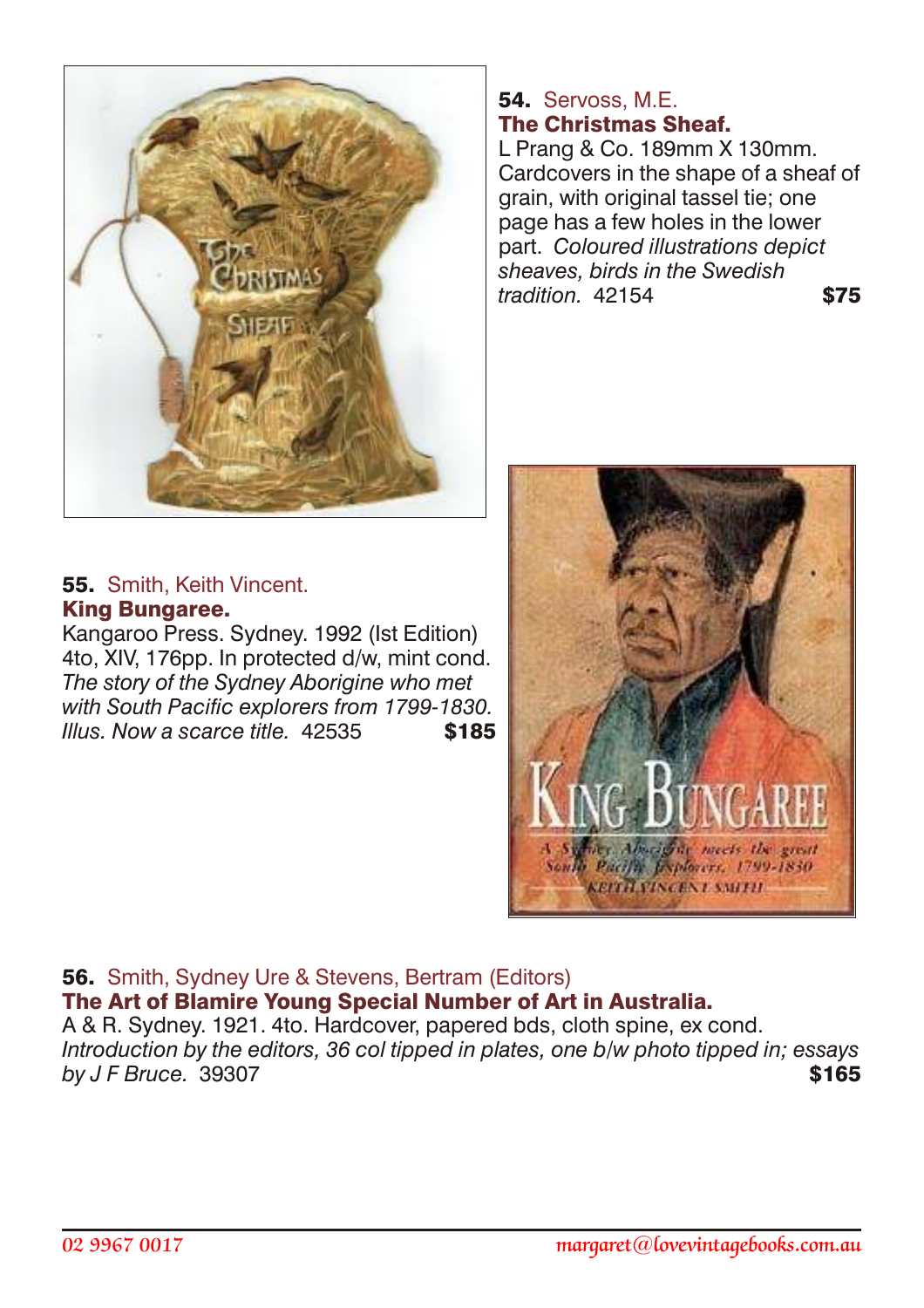**54.** Servoss, M.E.
**The Christmas Sheaf.**
L Prang & Co. 189mm X 130mm. Cardcovers in the shape of a sheaf of grain, with original tassel tie; one page has a few holes in the lower part. *Coloured illustrations depict sheaves, birds in the Swedish tradition.* 42154 **$75**

**55.** Smith, Keith Vincent.
**King Bungaree.**
Kangaroo Press. Sydney. 1992 (Ist Edition) 4to, XIV, 176pp. In protected d/w, mint cond. *The story of the Sydney Aborigine who met with South Pacific explorers from 1799-1830. Illus. Now a scarce title.* 42535 **$185**

**56.** Smith, Sydney Ure & Stevens, Bertram (Editors)
**The Art of Blamire Young Special Number of Art in Australia.**
A & R. Sydney. 1921. 4to. Hardcover, papered bds, cloth spine, ex cond. *Introduction by the editors, 36 col tipped in plates, one b/w photo tipped in; essays by J F Bruce.* 39307 **$165**

02 9967 0017 margaret@lovevintagebooks.com.au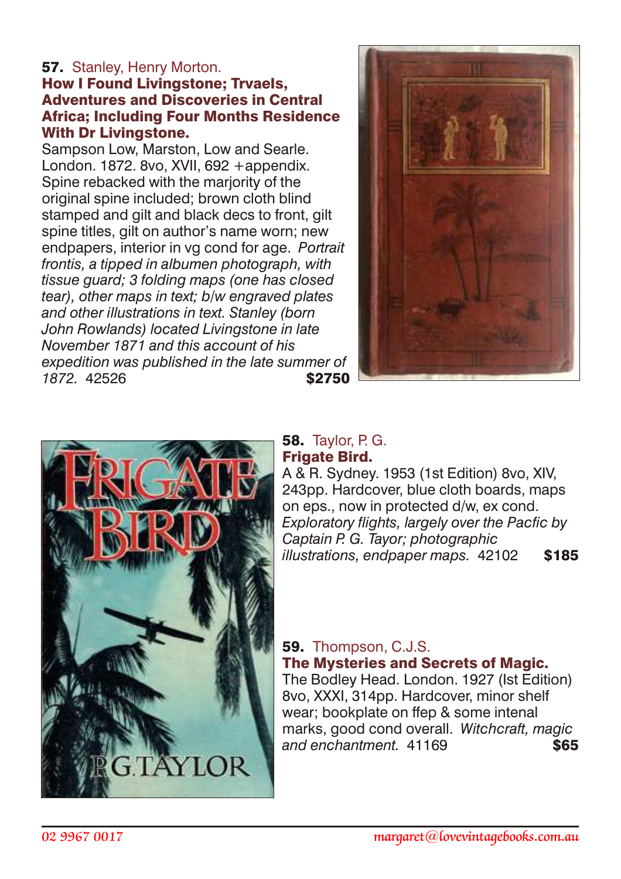**57.** Stanley, Henry Morton.
**How I Found Livingstone; Trvaels, Adventures and Discoveries in Central Africa; Including Four Months Residence With Dr Livingstone.**
Sampson Low, Marston, Low and Searle. London. 1872. 8vo, XVII, 692 +appendix. Spine rebacked with the marjority of the original spine included; brown cloth blind stamped and gilt and black decs to front, gilt spine titles, gilt on author's name worn; new endpapers, interior in vg cond for age. *Portrait frontis, a tipped in albumen photograph, with tissue guard; 3 folding maps (one has closed tear), other maps in text; b/w engraved plates and other illustrations in text. Stanley (born John Rowlands) located Livingstone in late November 1871 and this account of his expedition was published in the late summer of 1872.* 42526 **$2750**

**58.** Taylor, P. G.
**Frigate Bird.**
A & R. Sydney. 1953 (1st Edition) 8vo, XIV, 243pp. Hardcover, blue cloth boards, maps on eps., now in protected d/w, ex cond. *Exploratory flights, largely over the Pacfic by Captain P. G. Tayor; photographic illustrations, endpaper maps.* 42102 **$185**

**59.** Thompson, C.J.S.
**The Mysteries and Secrets of Magic.**
The Bodley Head. London. 1927 (Ist Edition) 8vo, XXXI, 314pp. Hardcover, minor shelf wear; bookplate on ffep & some intenal marks, good cond overall. *Witchcraft, magic and enchantment.* 41169 **$65**

02 9967 0017 margaret@lovevintagebooks.com.au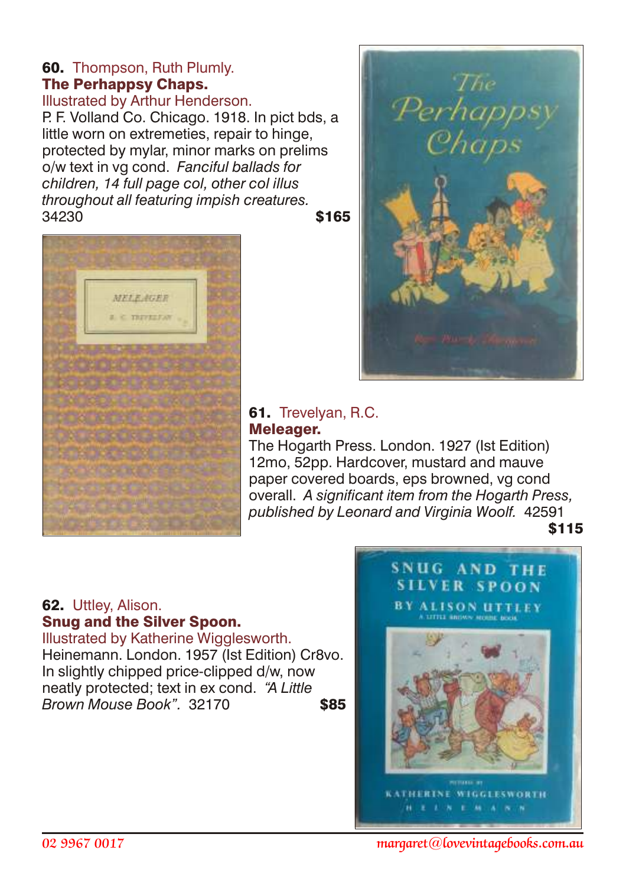**60.** Thompson, Ruth Plumly.
**The Perhappsy Chaps.**
Illustrated by Arthur Henderson.
P. F. Volland Co. Chicago. 1918. In pict bds, a little worn on extremeties, repair to hinge, protected by mylar, minor marks on prelims o/w text in vg cond. *Fanciful ballads for children, 14 full page col, other col illus throughout all featuring impish creatures.*
34230 **$165**

**61.** Trevelyan, R.C.
**Meleager.**
The Hogarth Press. London. 1927 (Ist Edition) 12mo, 52pp. Hardcover, mustard and mauve paper covered boards, eps browned, vg cond overall. *A significant item from the Hogarth Press, published by Leonard and Virginia Woolf.* 42591
**$115**

**62.** Uttley, Alison.
**Snug and the Silver Spoon.**
Illustrated by Katherine Wigglesworth.
Heinemann. London. 1957 (Ist Edition) Cr8vo. In slightly chipped price-clipped d/w, now neatly protected; text in ex cond. *"A Little Brown Mouse Book".* 32170 **$85**

02 9967 0017 margaret@lovevintagebooks.com.au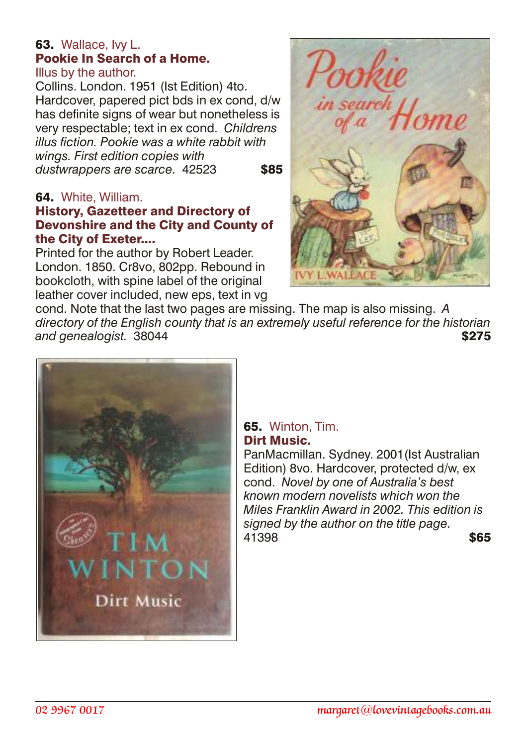**63.** Wallace, Ivy L.
**Pookie In Search of a Home.**
Illus by the author.
Collins. London. 1951 (Ist Edition) 4to. Hardcover, papered pict bds in ex cond, d/w has definite signs of wear but nonetheless is very respectable; text in ex cond. *Childrens illus fiction. Pookie was a white rabbit with wings. First edition copies with dustwrappers are scarce.* 42523 **$85**

**64.** White, William.
**History, Gazetteer and Directory of Devonshire and the City and County of the City of Exeter....**
Printed for the author by Robert Leader. London. 1850. Cr8vo, 802pp. Rebound in bookcloth, with spine label of the original leather cover included, new eps, text in vg cond. Note that the last two pages are missing. The map is also missing. *A directory of the English county that is an extremely useful reference for the historian and genealogist.* 38044 **$275**

**65.** Winton, Tim.
**Dirt Music.**
PanMacmillan. Sydney. 2001(Ist Australian Edition) 8vo. Hardcover, protected d/w, ex cond. *Novel by one of Australia's best known modern novelists which won the Miles Franklin Award in 2002. This edition is signed by the author on the title page.* 41398 **$65**

02 9967 0017 margaret@lovevintagebooks.com.au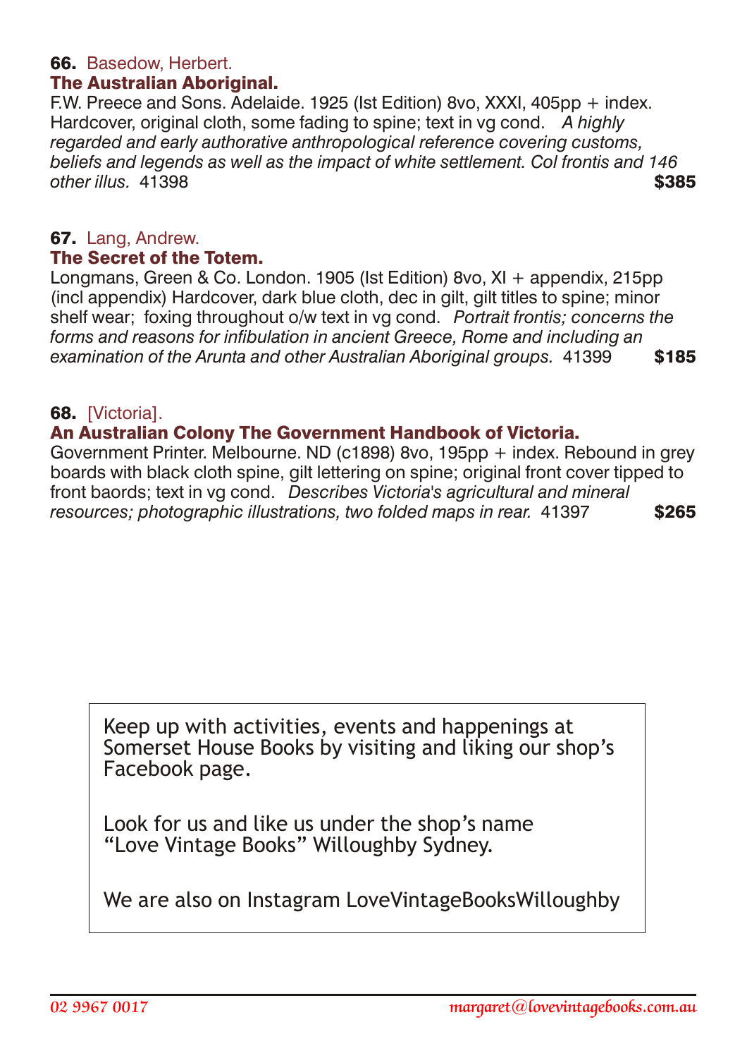**66.** Basedow, Herbert.
**The Australian Aboriginal.**
F.W. Preece and Sons. Adelaide. 1925 (Ist Edition) 8vo, XXXI, 405pp + index. Hardcover, original cloth, some fading to spine; text in vg cond. *A highly regarded and early authorative anthropological reference covering customs, beliefs and legends as well as the impact of white settlement. Col frontis and 146 other illus.* 41398 **$385**

**67.** Lang, Andrew.
**The Secret of the Totem.**
Longmans, Green & Co. London. 1905 (Ist Edition) 8vo, XI + appendix, 215pp (incl appendix) Hardcover, dark blue cloth, dec in gilt, gilt titles to spine; minor shelf wear; foxing throughout o/w text in vg cond. *Portrait frontis; concerns the forms and reasons for infibulation in ancient Greece, Rome and including an examination of the Arunta and other Australian Aboriginal groups.* 41399 **$185**

**68.** [Victoria].
**An Australian Colony The Government Handbook of Victoria.**
Government Printer. Melbourne. ND (c1898) 8vo, 195pp + index. Rebound in grey boards with black cloth spine, gilt lettering on spine; original front cover tipped to front baords; text in vg cond. *Describes Victoria's agricultural and mineral resources; photographic illustrations, two folded maps in rear.* 41397 **$265**

Keep up with activities, events and happenings at Somerset House Books by visiting and liking our shop's Facebook page.

Look for us and like us under the shop's name "Love Vintage Books" Willoughby Sydney.

We are also on Instagram LoveVintageBooksWilloughby

02 9967 0017 margaret@lovevintagebooks.com.au